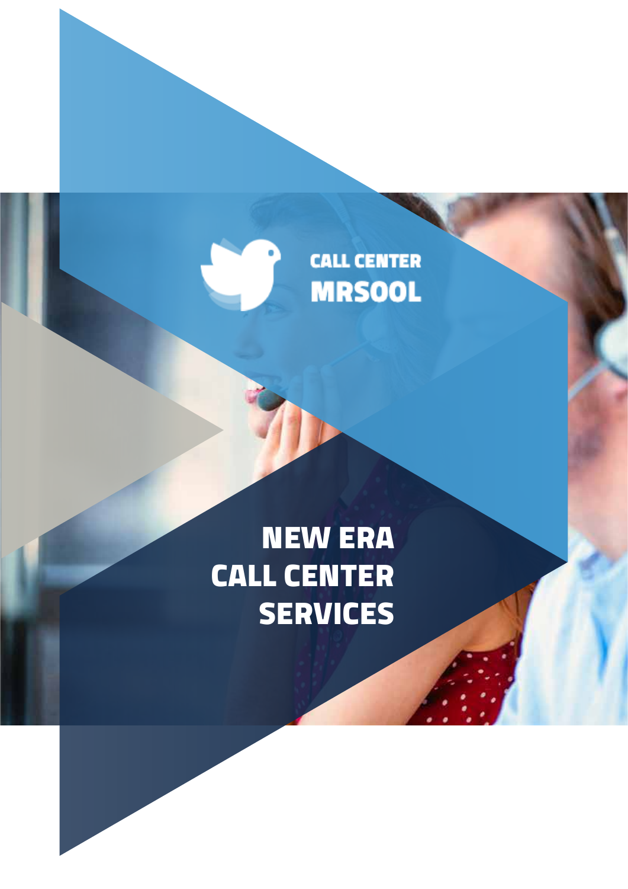CALL CENTER
MRSOOL

# NEW ERA CALL CENTER SERVICES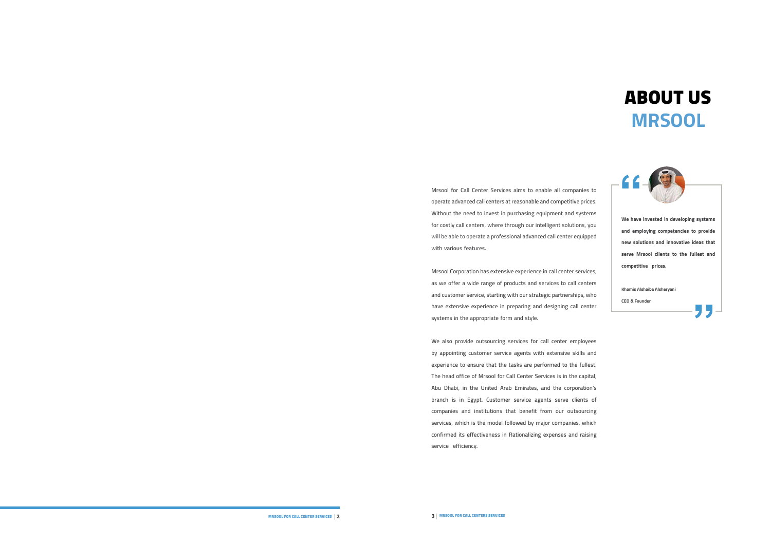# ABOUT US
## MRSOOL

Mrsool for Call Center Services aims to enable all companies to operate advanced call centers at reasonable and competitive prices. Without the need to invest in purchasing equipment and systems for costly call centers, where through our intelligent solutions, you will be able to operate a professional advanced call center equipped with various features.

Mrsool Corporation has extensive experience in call center services, as we offer a wide range of products and services to call centers and customer service, starting with our strategic partnerships, who have extensive experience in preparing and designing call center systems in the appropriate form and style.

We also provide outsourcing services for call center employees by appointing customer service agents with extensive skills and experience to ensure that the tasks are performed to the fullest. The head office of Mrsool for Call Center Services is in the capital, Abu Dhabi, in the United Arab Emirates, and the corporation's branch is in Egypt. Customer service agents serve clients of companies and institutions that benefit from our outsourcing services, which is the model followed by major companies, which confirmed its effectiveness in Rationalizing expenses and raising service efficiency.

> **We have invested in developing systems and employing competencies to provide new solutions and innovative ideas that serve Mrsool clients to the fullest and competitive prices.**
>
> **Khamis Alshaiba Alsheryani**
>
> **CEO & Founder**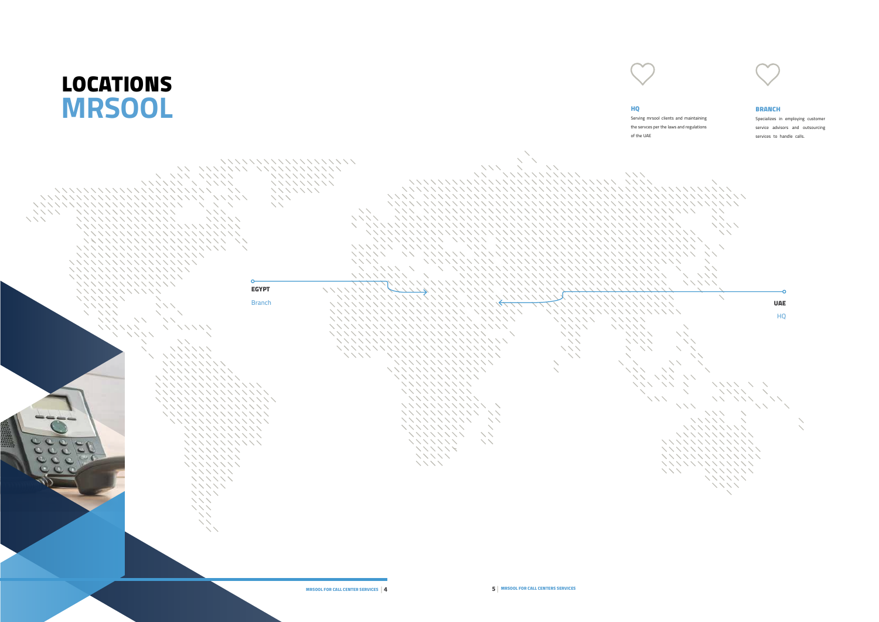# LOCATIONS
# MRSOOL

### HQ

Serving mrsool clients and maintaining the servces per the laws and regulations of the UAE

### BRANCH

Specializes in employing customer service advisors and outsourcing services to handle calls.

**EGYPT**
Branch

**UAE**
HQ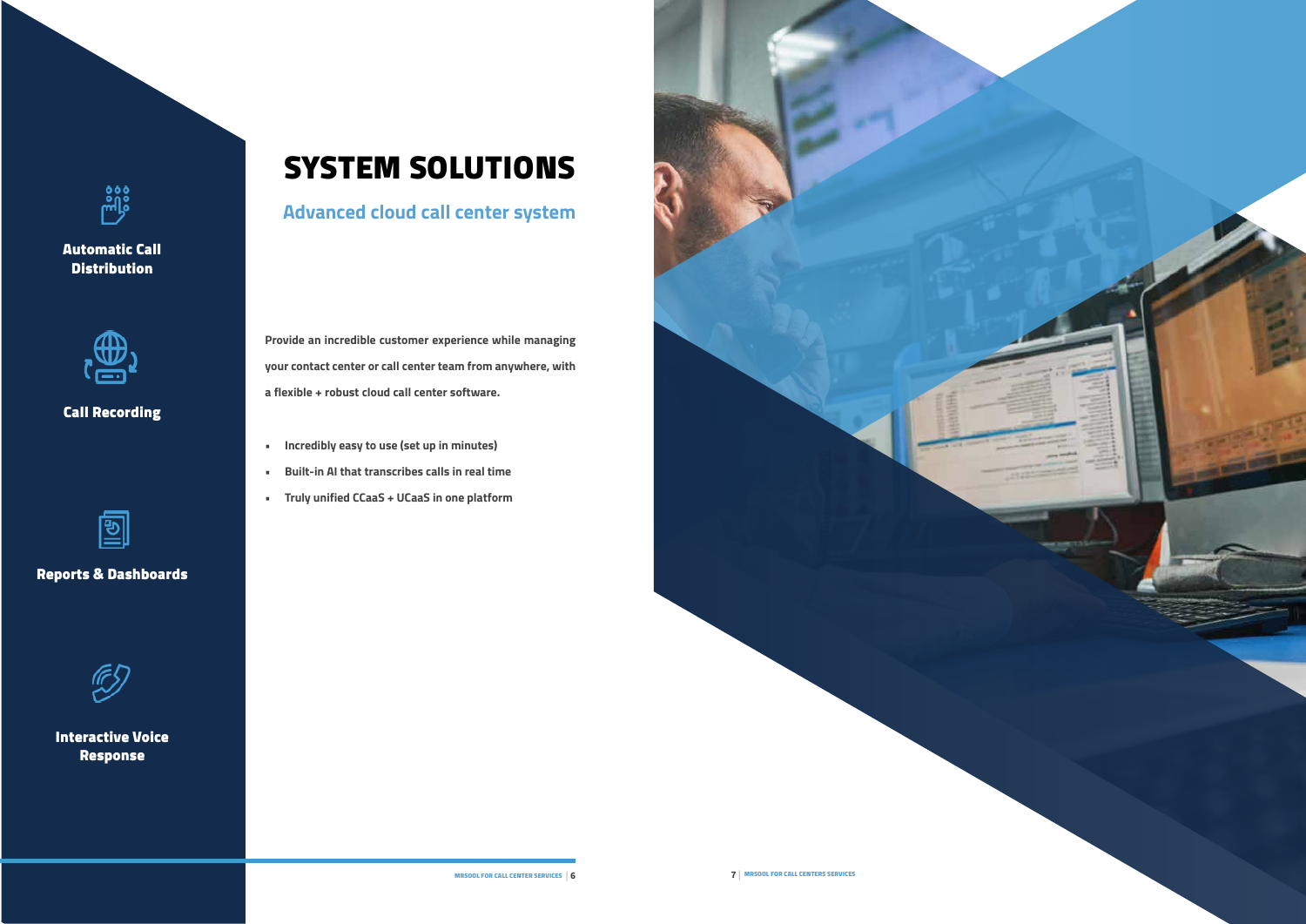**Automatic Call Distribution**

**Call Recording**

**Reports & Dashboards**

**Interactive Voice Response**

# SYSTEM SOLUTIONS

## Advanced cloud call center system

Provide an incredible customer experience while managing your contact center or call center team from anywhere, with a flexible + robust cloud call center software.

- Incredibly easy to use (set up in minutes)
- Built-in AI that transcribes calls in real time
- Truly unified CCaaS + UCaaS in one platform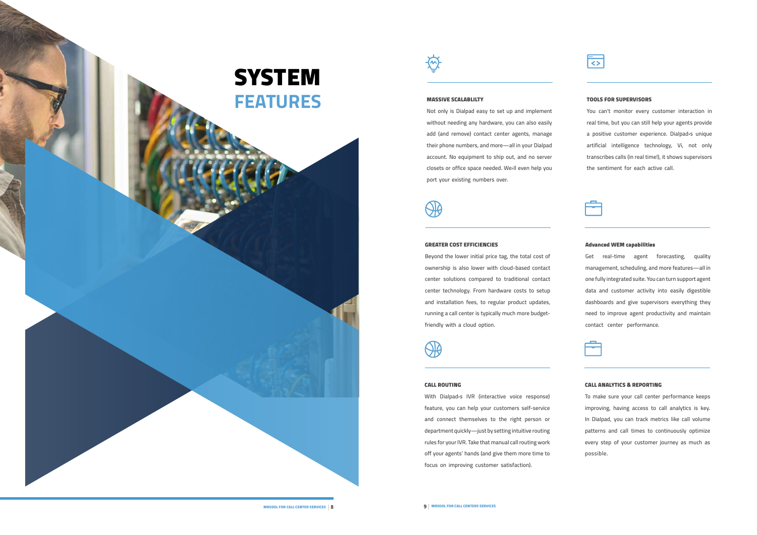# SYSTEM FEATURES

### MASSIVE SCALABLILTY

Not only is Dialpad easy to set up and implement without needing any hardware, you can also easily add (and remove) contact center agents, manage their phone numbers, and more—all in your Dialpad account. No equipment to ship out, and no server closets or office space needed. We›ll even help you port your existing numbers over.

### TOOLS FOR SUPERVISORS

You can't monitor every customer interaction in real time, but you can still help your agents provide a positive customer experience. Dialpad›s unique artificial intelligence technology, Vi, not only transcribes calls (in real time!), it shows supervisors the sentiment for each active call.

### GREATER COST EFFICIENCIES

Beyond the lower initial price tag, the total cost of ownership is also lower with cloud-based contact center solutions compared to traditional contact center technology. From hardware costs to setup and installation fees, to regular product updates, running a call center is typically much more budget-friendly with a cloud option.

### Advanced WEM capabilities

Get real-time agent forecasting, quality management, scheduling, and more features—all in one fully integrated suite. You can turn support agent data and customer activity into easily digestible dashboards and give supervisors everything they need to improve agent productivity and maintain contact center performance.

### CALL ROUTING

With Dialpad›s IVR (interactive voice response) feature, you can help your customers self-service and connect themselves to the right person or department quickly—just by setting intuitive routing rules for your IVR. Take that manual call routing work off your agents' hands (and give them more time to focus on improving customer satisfaction).

### CALL ANALYTICS & REPORTING

To make sure your call center performance keeps improving, having access to call analytics is key. In Dialpad, you can track metrics like call volume patterns and call times to continuously optimize every step of your customer journey as much as possible.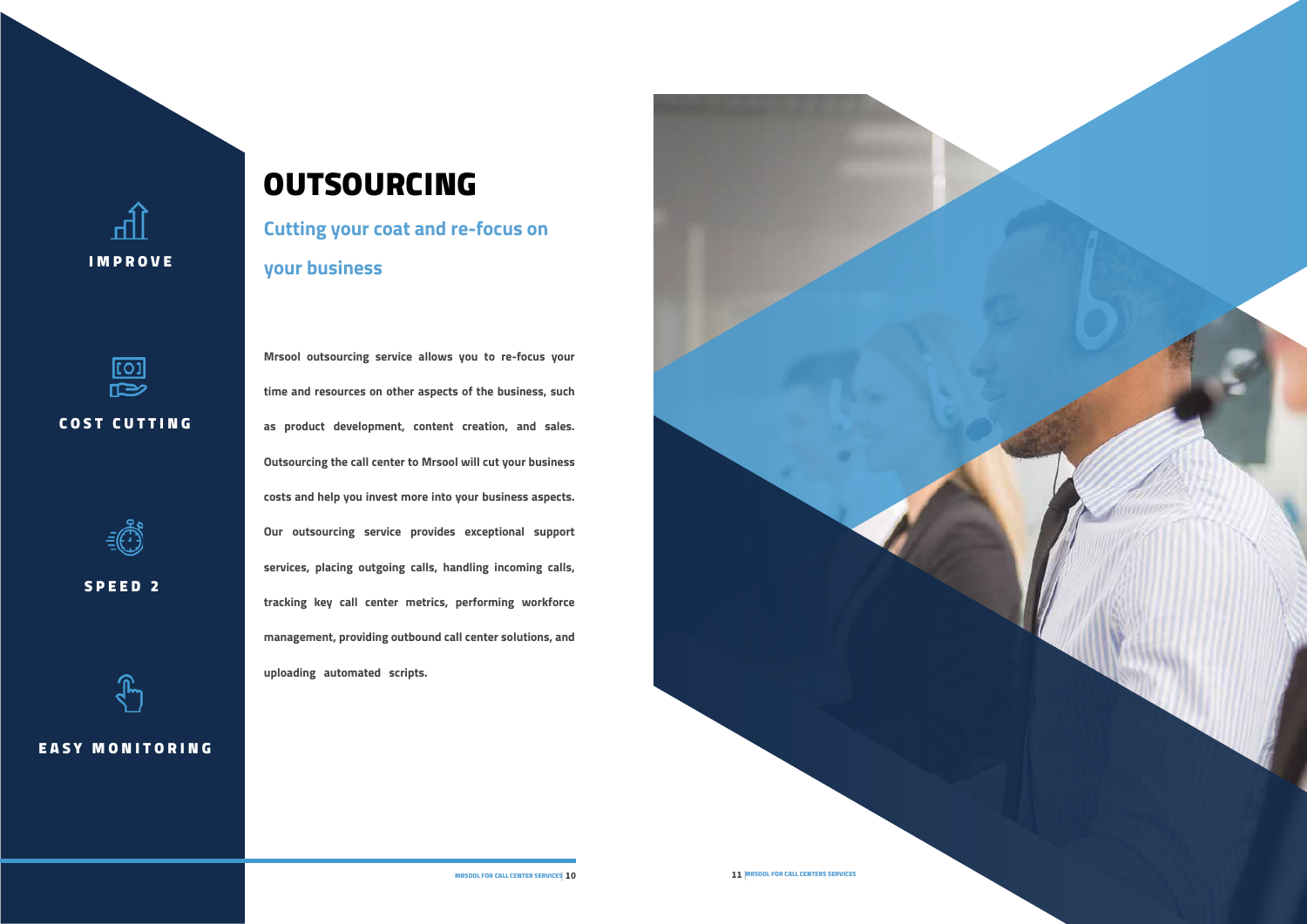IMPROVE

COST CUTTING

SPEED 2

EASY MONITORING

# OUTSOURCING

## Cutting your coat and re-focus on your business

**Mrsool outsourcing service allows you to re-focus your time and resources on other aspects of the business, such as product development, content creation, and sales. Outsourcing the call center to Mrsool will cut your business costs and help you invest more into your business aspects. Our outsourcing service provides exceptional support services, placing outgoing calls, handling incoming calls, tracking key call center metrics, performing workforce management, providing outbound call center solutions, and uploading automated scripts.**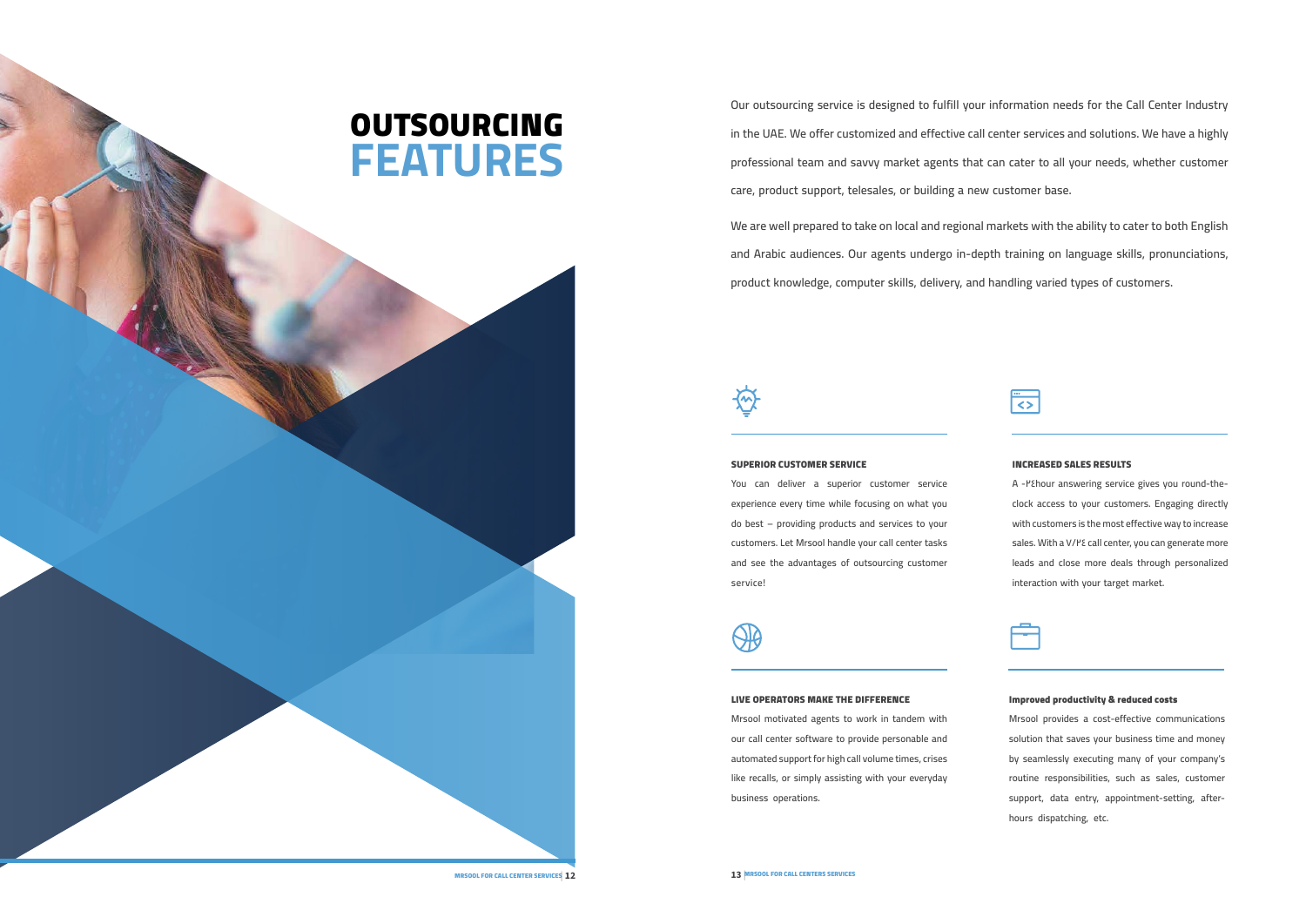# OUTSOURCING FEATURES

Our outsourcing service is designed to fulfill your information needs for the Call Center Industry in the UAE. We offer customized and effective call center services and solutions. We have a highly professional team and savvy market agents that can cater to all your needs, whether customer care, product support, telesales, or building a new customer base.

We are well prepared to take on local and regional markets with the ability to cater to both English and Arabic audiences. Our agents undergo in-depth training on language skills, pronunciations, product knowledge, computer skills, delivery, and handling varied types of customers.

#### SUPERIOR CUSTOMER SERVICE

You can deliver a superior customer service experience every time while focusing on what you do best – providing products and services to your customers. Let Mrsool handle your call center tasks and see the advantages of outsourcing customer service!

#### INCREASED SALES RESULTS

A -٢٤hour answering service gives you round-the-clock access to your customers. Engaging directly with customers is the most effective way to increase sales. With a ٧/٢٤ call center, you can generate more leads and close more deals through personalized interaction with your target market.

#### LIVE OPERATORS MAKE THE DIFFERENCE

Mrsool motivated agents to work in tandem with our call center software to provide personable and automated support for high call volume times, crises like recalls, or simply assisting with your everyday business operations.

#### Improved productivity & reduced costs

Mrsool provides a cost-effective communications solution that saves your business time and money by seamlessly executing many of your company's routine responsibilities, such as sales, customer support, data entry, appointment-setting, after-hours dispatching, etc.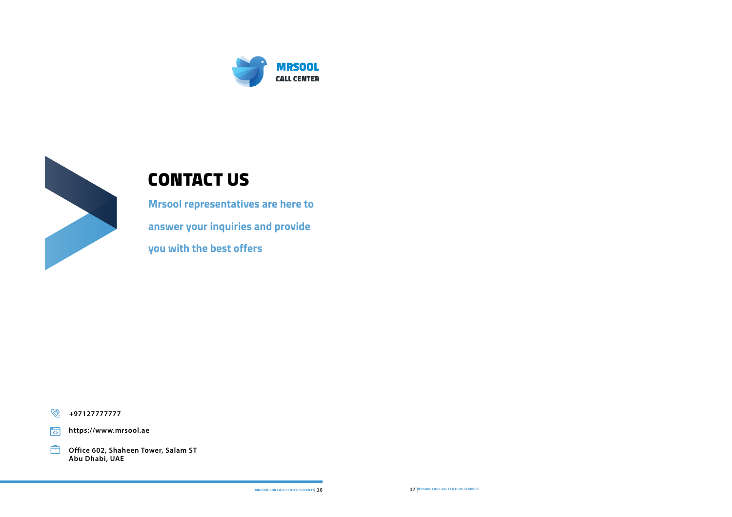**MRSOOL**
**CALL CENTER**

# CONTACT US

**Mrsool representatives are here to answer your inquiries and provide you with the best offers**

**+97127777777**

**https://www.mrsool.ae**

**Office 602, Shaheen Tower, Salam ST**
**Abu Dhabi, UAE**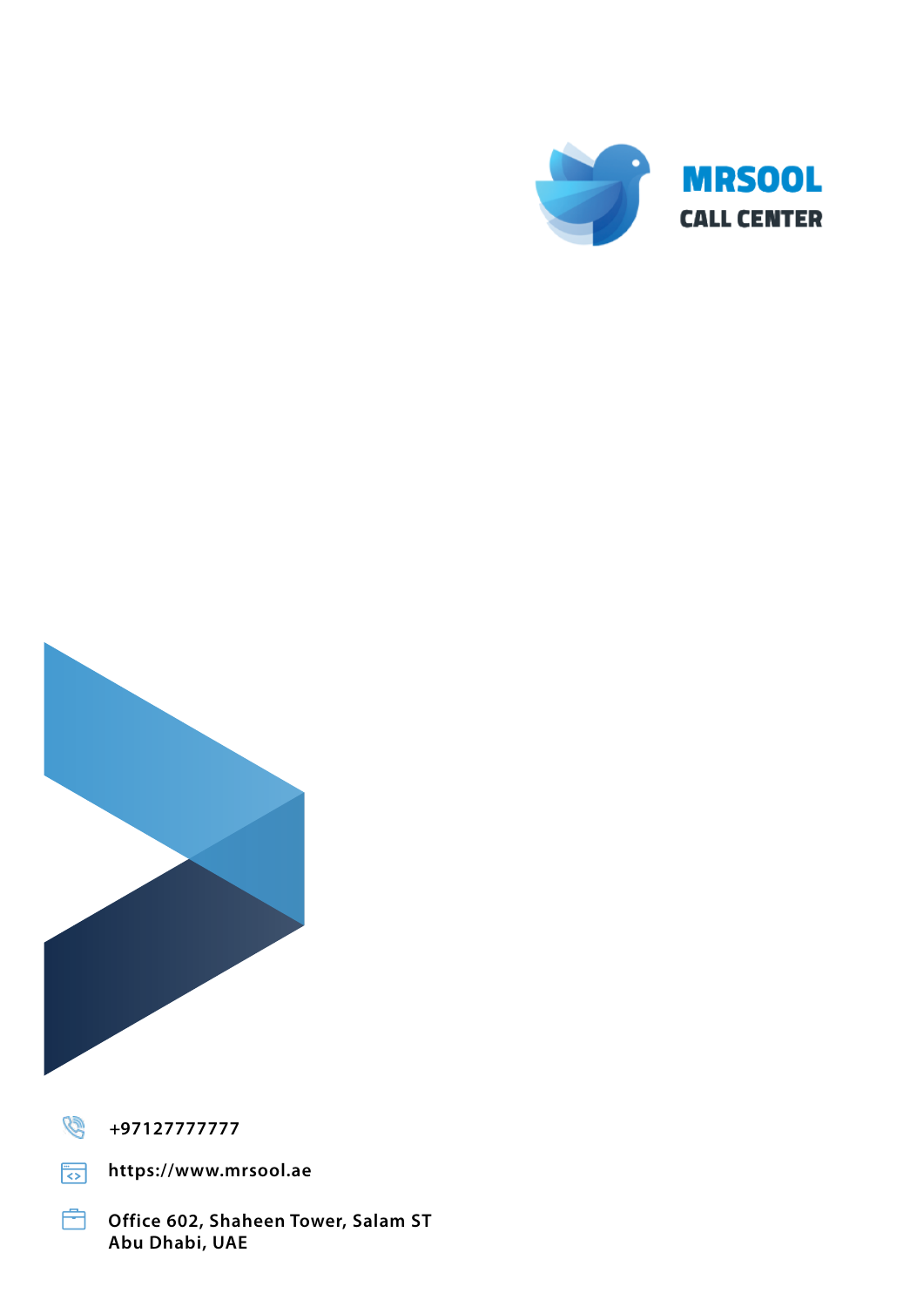MRSOOL
CALL CENTER

+97127777777

https://www.mrsool.ae

Office 602, Shaheen Tower, Salam ST
Abu Dhabi, UAE